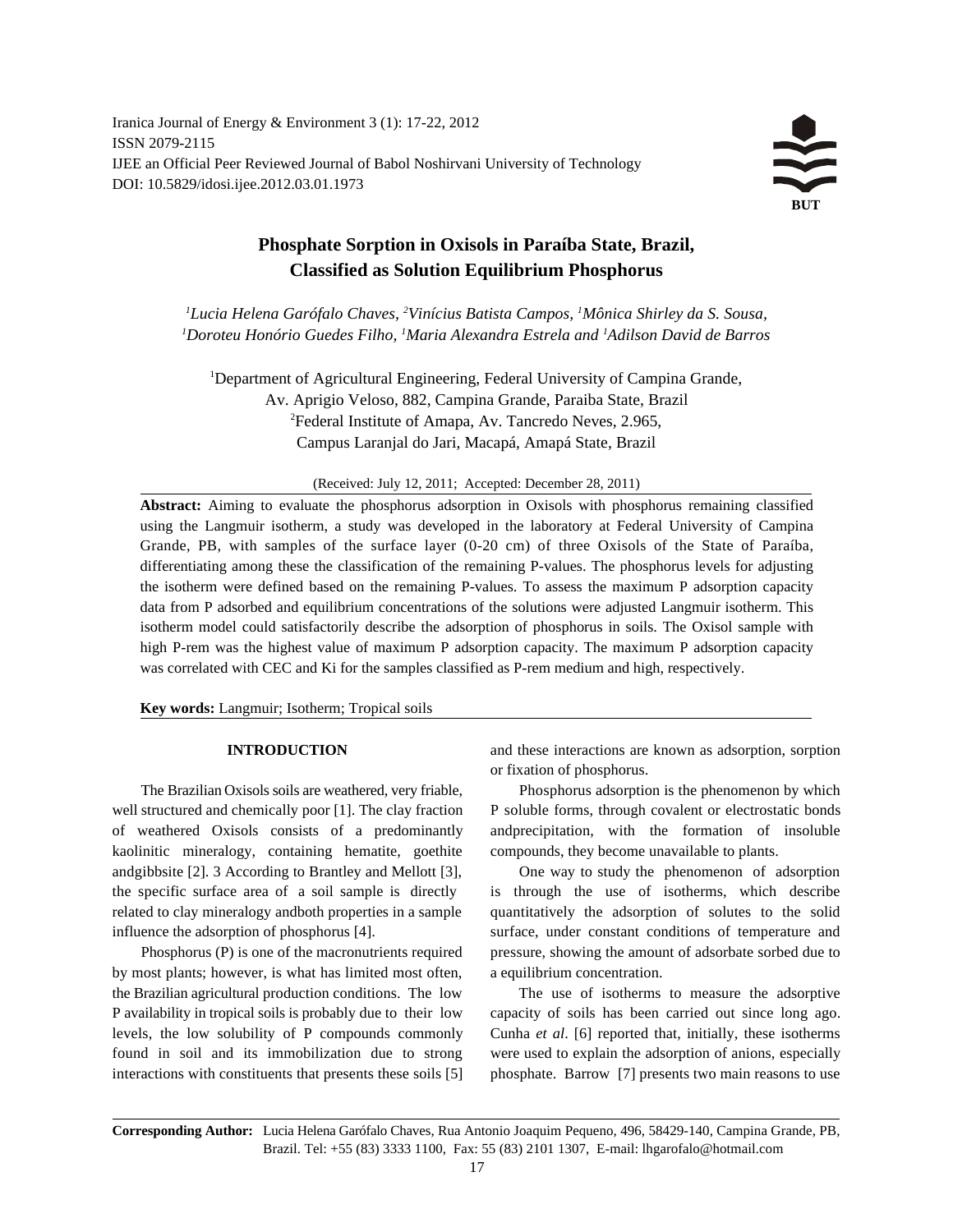Iranica Journal of Energy & Environment 3 (1): 17-22, 2012
ISSN 2079-2115
IJEE an Official Peer Reviewed Journal of Babol Noshirvani University of Technology
DOI: 10.5829/idosi.ijee.2012.03.01.1973

# Phosphate Sorption in Oxisols in Paraíba State, Brazil, Classified as Solution Equilibrium Phosphorus

[1]Lucia Helena Garófalo Chaves, [2]Vinícius Batista Campos, [1]Mônica Shirley da S. Sousa, [1]Doroteu Honório Guedes Filho, [1]Maria Alexandra Estrela and [1]Adilson David de Barros

[1]Department of Agricultural Engineering, Federal University of Campina Grande, Av. Aprigio Veloso, 882, Campina Grande, Paraiba State, Brazil
[2]Federal Institute of Amapa, Av. Tancredo Neves, 2.965, Campus Laranjal do Jari, Macapá, Amapá State, Brazil

(Received: July 12, 2011; Accepted: December 28, 2011)

**Abstract:** Aiming to evaluate the phosphorus adsorption in Oxisols with phosphorus remaining classified using the Langmuir isotherm, a study was developed in the laboratory at Federal University of Campina Grande, PB, with samples of the surface layer (0-20 cm) of three Oxisols of the State of Paraíba, differentiating among these the classification of the remaining P-values. The phosphorus levels for adjusting the isotherm were defined based on the remaining P-values. To assess the maximum P adsorption capacity data from P adsorbed and equilibrium concentrations of the solutions were adjusted Langmuir isotherm. This isotherm model could satisfactorily describe the adsorption of phosphorus in soils. The Oxisol sample with high P-rem was the highest value of maximum P adsorption capacity. The maximum P adsorption capacity was correlated with CEC and Ki for the samples classified as P-rem medium and high, respectively.

**Key words:** Langmuir; Isotherm; Tropical soils

## INTRODUCTION

The Brazilian Oxisols soils are weathered, very friable, well structured and chemically poor [1]. The clay fraction of weathered Oxisols consists of a predominantly kaolinitic mineralogy, containing hematite, goethite andgibbsite [2]. 3 According to Brantley and Mellott [3], the specific surface area of a soil sample is directly related to clay mineralogy andboth properties in a sample influence the adsorption of phosphorus [4].

Phosphorus (P) is one of the macronutrients required by most plants; however, is what has limited most often, the Brazilian agricultural production conditions. The low P availability in tropical soils is probably due to their low levels, the low solubility of P compounds commonly found in soil and its immobilization due to strong interactions with constituents that presents these soils [5] and these interactions are known as adsorption, sorption or fixation of phosphorus.

Phosphorus adsorption is the phenomenon by which P soluble forms, through covalent or electrostatic bonds andprecipitation, with the formation of insoluble compounds, they become unavailable to plants.

One way to study the phenomenon of adsorption is through the use of isotherms, which describe quantitatively the adsorption of solutes to the solid surface, under constant conditions of temperature and pressure, showing the amount of adsorbate sorbed due to a equilibrium concentration.

The use of isotherms to measure the adsorptive capacity of soils has been carried out since long ago. Cunha *et al*. [6] reported that, initially, these isotherms were used to explain the adsorption of anions, especially phosphate. Barrow [7] presents two main reasons to use

**Corresponding Author:** Lucia Helena Garófalo Chaves, Rua Antonio Joaquim Pequeno, 496, 58429-140, Campina Grande, PB, Brazil. Tel: +55 (83) 3333 1100, Fax: 55 (83) 2101 1307, E-mail: lhgarofalo@hotmail.com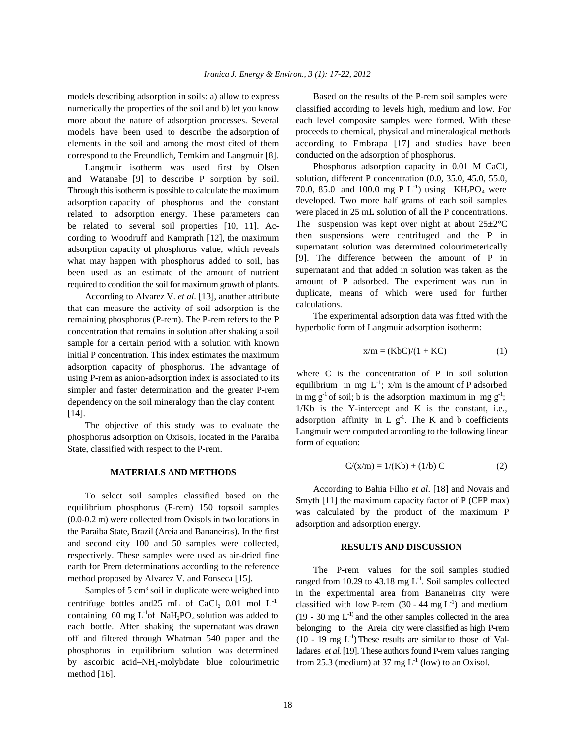models describing adsorption in soils: a) allow to express numerically the properties of the soil and b) let you know more about the nature of adsorption processes. Several models have been used to describe the adsorption of elements in the soil and among the most cited of them correspond to the Freundlich, Temkim and Langmuir [8].

Langmuir isotherm was used first by Olsen and Watanabe [9] to describe P sorption by soil. Through this isotherm is possible to calculate the maximum adsorption capacity of phosphorus and the constant related to adsorption energy. These parameters can be related to several soil properties [10, 11]. According to Woodruff and Kamprath [12], the maximum adsorption capacity of phosphorus value, which reveals what may happen with phosphorus added to soil, has been used as an estimate of the amount of nutrient required to condition the soil for maximum growth of plants.

According to Alvarez V. *et al*. [13], another attribute that can measure the activity of soil adsorption is the remaining phosphorus (P-rem). The P-rem refers to the P concentration that remains in solution after shaking a soil sample for a certain period with a solution with known initial P concentration. This index estimates the maximum adsorption capacity of phosphorus. The advantage of using P-rem as anion-adsorption index is associated to its simpler and faster determination and the greater P-rem dependency on the soil mineralogy than the clay content [14].

The objective of this study was to evaluate the phosphorus adsorption on Oxisols, located in the Paraiba State, classified with respect to the P-rem.

## MATERIALS AND METHODS

To select soil samples classified based on the equilibrium phosphorus (P-rem) 150 topsoil samples (0.0-0.2 m) were collected from Oxisols in two locations in the Paraiba State, Brazil (Areia and Bananeiras). In the first and second city 100 and 50 samples were collected, respectively. These samples were used as air-dried fine earth for Prem determinations according to the reference method proposed by Alvarez V. and Fonseca [15].

Samples of 5 $cm^3$ soil in duplicate were weighed into centrifuge bottles and25 mL of $CaCl_2$ 0.01 mol $L^{-1}$ containing 60 mg $L^{-1}$of $NaH_2PO_4$ solution was added to each bottle. After shaking the supernatant was drawn off and filtered through Whatman 540 paper and the phosphorus in equilibrium solution was determined by ascorbic acid–$NH_4$-molybdate blue colourimetric method [16].

Based on the results of the P-rem soil samples were classified according to levels high, medium and low. For each level composite samples were formed. With these proceeds to chemical, physical and mineralogical methods according to Embrapa [17] and studies have been conducted on the adsorption of phosphorus.

Phosphorus adsorption capacity in 0.01 M $CaCl_2$ solution, different P concentration (0.0, 35.0, 45.0, 55.0, 70.0, 85.0 and 100.0 mg P $L^{-1}$) using $KH_2PO_4$ were developed. Two more half grams of each soil samples were placed in 25 mL solution of all the P concentrations. The suspension was kept over night at about 25±2°C then suspensions were centrifuged and the P in supernatant solution was determined colourimeterically [9]. The difference between the amount of P in supernatant and that added in solution was taken as the amount of P adsorbed. The experiment was run in duplicate, means of which were used for further calculations.

The experimental adsorption data was fitted with the hyperbolic form of Langmuir adsorption isotherm:

$$x/m = (KbC)/(1 + KC) \qquad (1)$$

where C is the concentration of P in soil solution equilibrium in mg $L^{-1}$; x/m is the amount of P adsorbed in mg $g^{-1}$ of soil; b is the adsorption maximum in mg $g^{-1}$; 1/Kb is the Y-intercept and K is the constant, i.e., adsorption affinity in L $g^{-1}$. The K and b coefficients Langmuir were computed according to the following linear form of equation:

$$C/(x/m) = 1/(Kb) + (1/b)\,C \qquad (2)$$

According to Bahia Filho *et al*. [18] and Novais and Smyth [11] the maximum capacity factor of P (CFP max) was calculated by the product of the maximum P adsorption and adsorption energy.

## RESULTS AND DISCUSSION

The P-rem values for the soil samples studied ranged from 10.29 to 43.18 mg $L^{-1}$. Soil samples collected in the experimental area from Bananeiras city were classified with low P-rem (30 - 44 mg $L^{-1}$) and medium (19 - 30 mg $L^{-1)}$ and the other samples collected in the area belonging to the Areia city were classified as high P-rem (10 - 19 mg $L^{-1}$) These results are similar to those of Valladares *et al*. [19]. These authors found P-rem values ranging from 25.3 (medium) at 37 mg $L^{-1}$ (low) to an Oxisol.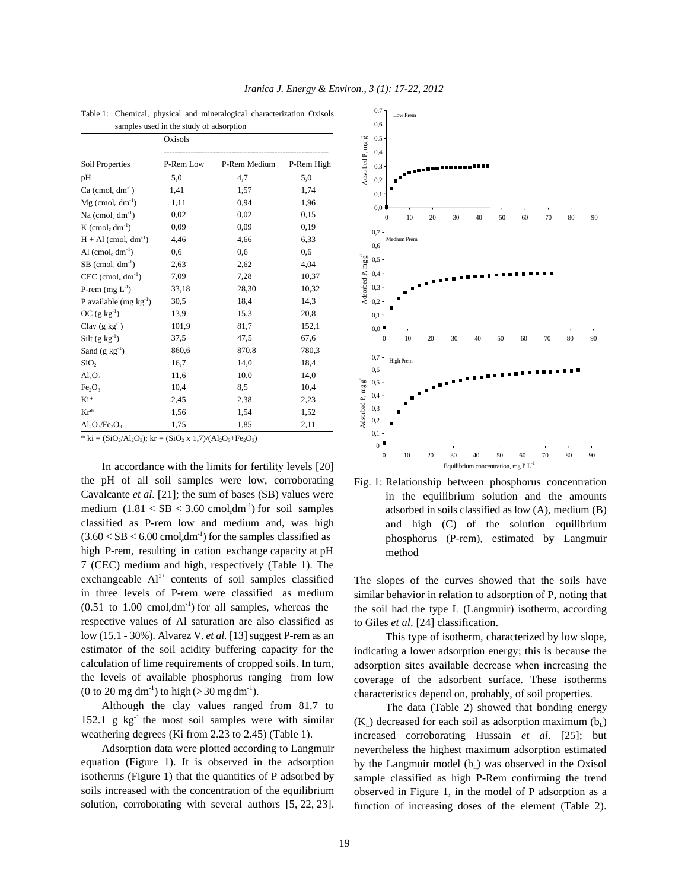Table 1: Chemical, physical and mineralogical characterization Oxisols samples used in the study of adsorption

| | Oxisols | | |
|---|---|---|---|
| Soil Properties | P-Rem Low | P-Rem Medium | P-Rem High |
| pH | 5,0 | 4,7 | 5,0 |
| Ca ($cmol_c\ dm^{-1}$) | 1,41 | 1,57 | 1,74 |
| Mg ($cmol_c\ dm^{-1}$) | 1,11 | 0,94 | 1,96 |
| Na ($cmol_c\ dm^{-1}$) | 0,02 | 0,02 | 0,15 |
| K ($cmol_c\ dm^{-1}$) | 0,09 | 0,09 | 0,19 |
| H + Al ($cmol_c\ dm^{-1}$) | 4,46 | 4,66 | 6,33 |
| Al ($cmol_c\ dm^{-1}$) | 0,6 | 0,6 | 0,6 |
| SB ($cmol_c\ dm^{-1}$) | 2,63 | 2,62 | 4,04 |
| CEC ($cmol_c\ dm^{-1}$) | 7,09 | 7,28 | 10,37 |
| P-rem ($mg\ L^{-1}$) | 33,18 | 28,30 | 10,32 |
| P available ($mg\ kg^{-1}$) | 30,5 | 18,4 | 14,3 |
| OC ($g\ kg^{-1}$) | 13,9 | 15,3 | 20,8 |
| Clay ($g\ kg^{-1}$) | 101,9 | 81,7 | 152,1 |
| Silt ($g\ kg^{-1}$) | 37,5 | 47,5 | 67,6 |
| Sand ($g\ kg^{-1}$) | 860,6 | 870,8 | 780,3 |
| $SiO_2$ | 16,7 | 14,0 | 18,4 |
| $Al_2O_3$ | 11,6 | 10,0 | 14,0 |
| $Fe_2O_3$ | 10,4 | 8,5 | 10,4 |
| Ki* | 2,45 | 2,38 | 2,23 |
| Kr* | 1,56 | 1,54 | 1,52 |
| $Al_2O_3/Fe_2O_3$ | 1,75 | 1,85 | 2,11 |

\* ki = ($SiO_2/Al_2O_3$); kr = ($SiO_2$ x 1,7)/($Al_2O_3+Fe_2O_3$)

In accordance with the limits for fertility levels [20] the pH of all soil samples were low, corroborating Cavalcante *et al.* [21]; the sum of bases (SB) values were medium ($1.81 < SB < 3.60\ cmol_c dm^{-1}$) for soil samples classified as P-rem low and medium and, was high ($3.60 < SB < 6.00\ cmol_c dm^{-1}$) for the samples classified as high P-rem, resulting in cation exchange capacity at pH 7 (CEC) medium and high, respectively (Table 1). The exchangeable $Al^{3+}$ contents of soil samples classified in three levels of P-rem were classified as medium (0.51 to 1.00 $cmol_c dm^{-1}$) for all samples, whereas the respective values of Al saturation are also classified as low (15.1 - 30%). Alvarez V. *et al.* [13] suggest P-rem as an estimator of the soil acidity buffering capacity for the calculation of lime requirements of cropped soils. In turn, the levels of available phosphorus ranging from low (0 to 20 $mg\ dm^{-1}$) to high (> 30 $mg\ dm^{-1}$).

Although the clay values ranged from 81.7 to 152.1 $g\ kg^{-1}$ the most soil samples were with similar weathering degrees (Ki from 2.23 to 2.45) (Table 1).

Adsorption data were plotted according to Langmuir equation (Figure 1). It is observed in the adsorption isotherms (Figure 1) that the quantities of P adsorbed by soils increased with the concentration of the equilibrium solution, corroborating with several authors [5, 22, 23].

Fig. 1: Relationship between phosphorus concentration in the equilibrium solution and the amounts adsorbed in soils classified as low (A), medium (B) and high (C) of the solution equilibrium phosphorus (P-rem), estimated by Langmuir method

The slopes of the curves showed that the soils have similar behavior in relation to adsorption of P, noting that the soil had the type L (Langmuir) isotherm, according to Giles *et al*. [24] classification.

This type of isotherm, characterized by low slope, indicating a lower adsorption energy; this is because the adsorption sites available decrease when increasing the coverage of the adsorbent surface. These isotherms characteristics depend on, probably, of soil properties.

The data (Table 2) showed that bonding energy ($K_L$) decreased for each soil as adsorption maximum ($b_L$) increased corroborating Hussain *et al*. [25]; but nevertheless the highest maximum adsorption estimated by the Langmuir model ($b_L$) was observed in the Oxisol sample classified as high P-Rem confirming the trend observed in Figure 1, in the model of P adsorption as a function of increasing doses of the element (Table 2).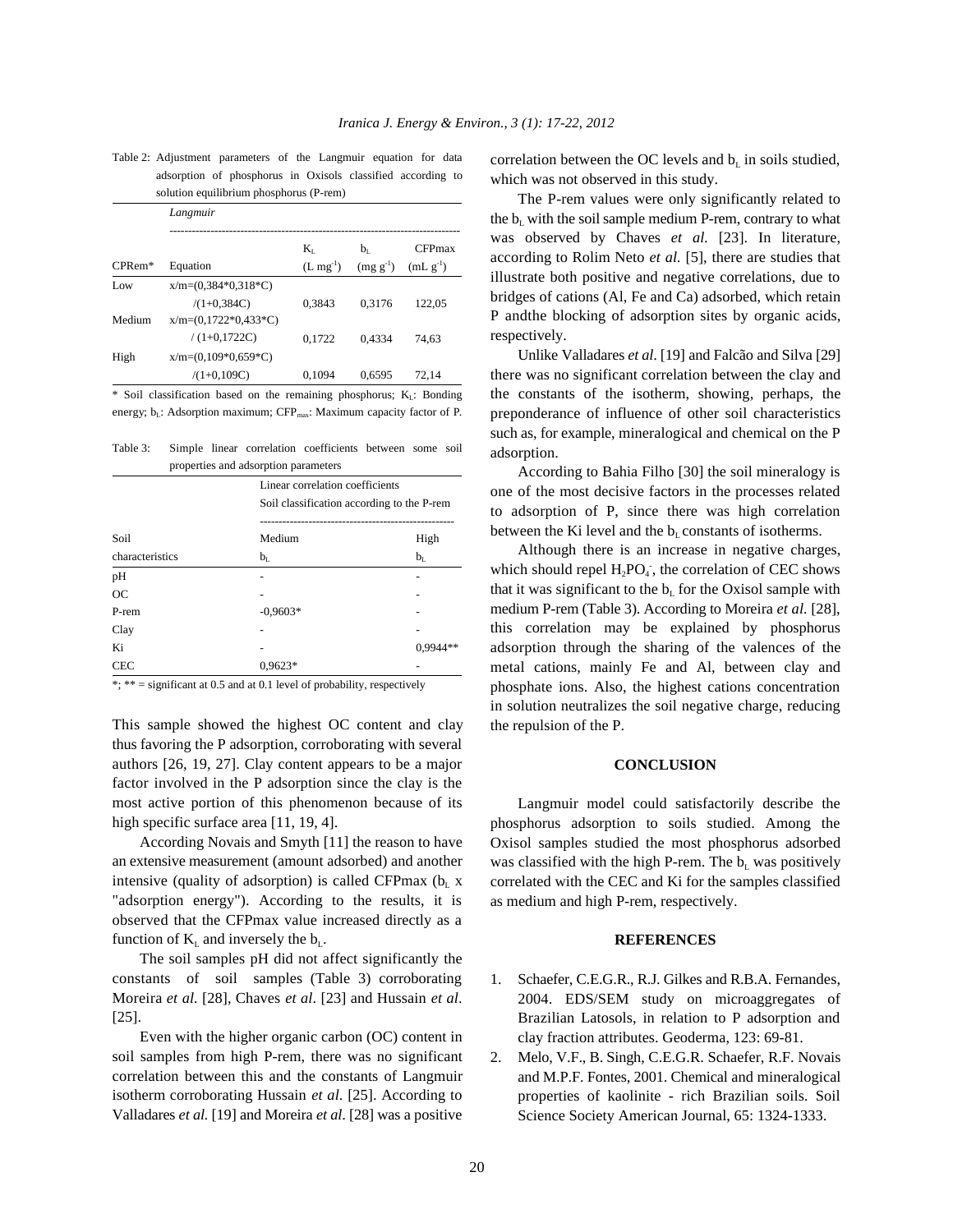Table 2: Adjustment parameters of the Langmuir equation for data adsorption of phosphorus in Oxisols classified according to solution equilibrium phosphorus (P-rem)

| | Langmuir | | | |
|---|---|---|---|---|
| CPRem* | Equation | $K_L$ ($L\ mg^{-1}$) | $b_L$ ($mg\ g^{-1}$) | CFPmax ($mL\ g^{-1}$) |
| Low | x/m=(0,384*0,318*C) /(1+0,384C) | 0,3843 | 0,3176 | 122,05 |
| Medium | x/m=(0,1722*0,433*C) / (1+0,1722C) | 0,1722 | 0,4334 | 74,63 |
| High | x/m=(0,109*0,659*C) /(1+0,109C) | 0,1094 | 0,6595 | 72,14 |

\* Soil classification based on the remaining phosphorus; $K_L$: Bonding energy; $b_L$: Adsorption maximum; $CFP_{max}$: Maximum capacity factor of P.

Table 3: Simple linear correlation coefficients between some soil properties and adsorption parameters

| | Linear correlation coefficients Soil classification according to the P-rem | |
|---|---|---|
| Soil | Medium | High |
| characteristics | $b_L$ | $b_L$ |
| pH | - | - |
| OC | - | - |
| P-rem | -0,9603* | - |
| Clay | - | - |
| Ki | - | 0,9944** |
| CEC | 0,9623* | - |

*; ** = significant at 0.5 and at 0.1 level of probability, respectively

This sample showed the highest OC content and clay thus favoring the P adsorption, corroborating with several authors [26, 19, 27]. Clay content appears to be a major factor involved in the P adsorption since the clay is the most active portion of this phenomenon because of its high specific surface area [11, 19, 4].

According Novais and Smyth [11] the reason to have an extensive measurement (amount adsorbed) and another intensive (quality of adsorption) is called CFPmax ($b_L$ x "adsorption energy"). According to the results, it is observed that the CFPmax value increased directly as a function of $K_L$ and inversely the $b_L$.

The soil samples pH did not affect significantly the constants of soil samples (Table 3) corroborating Moreira *et al.* [28], Chaves *et al*. [23] and Hussain *et al*. [25].

Even with the higher organic carbon (OC) content in soil samples from high P-rem, there was no significant correlation between this and the constants of Langmuir isotherm corroborating Hussain *et al*. [25]. According to Valladares *et al.* [19] and Moreira *et al*. [28] was a positive correlation between the OC levels and $b_L$ in soils studied, which was not observed in this study.

The P-rem values were only significantly related to the $b_L$ with the soil sample medium P-rem, contrary to what was observed by Chaves *et al.* [23]. In literature, according to Rolim Neto *et al.* [5], there are studies that illustrate both positive and negative correlations, due to bridges of cations (Al, Fe and Ca) adsorbed, which retain P andthe blocking of adsorption sites by organic acids, respectively.

Unlike Valladares *et al*. [19] and Falcão and Silva [29] there was no significant correlation between the clay and the constants of the isotherm, showing, perhaps, the preponderance of influence of other soil characteristics such as, for example, mineralogical and chemical on the P adsorption.

According to Bahia Filho [30] the soil mineralogy is one of the most decisive factors in the processes related to adsorption of P, since there was high correlation between the Ki level and the $b_L$ constants of isotherms.

Although there is an increase in negative charges, which should repel $H_2PO_4^-$, the correlation of CEC shows that it was significant to the $b_L$ for the Oxisol sample with medium P-rem (Table 3). According to Moreira *et al*. [28], this correlation may be explained by phosphorus adsorption through the sharing of the valences of the metal cations, mainly Fe and Al, between clay and phosphate ions. Also, the highest cations concentration in solution neutralizes the soil negative charge, reducing the repulsion of the P.

## CONCLUSION

Langmuir model could satisfactorily describe the phosphorus adsorption to soils studied. Among the Oxisol samples studied the most phosphorus adsorbed was classified with the high P-rem. The $b_L$ was positively correlated with the CEC and Ki for the samples classified as medium and high P-rem, respectively.

## REFERENCES

1. Schaefer, C.E.G.R., R.J. Gilkes and R.B.A. Fernandes, 2004. EDS/SEM study on microaggregates of Brazilian Latosols, in relation to P adsorption and clay fraction attributes. Geoderma, 123: 69-81.
2. Melo, V.F., B. Singh, C.E.G.R. Schaefer, R.F. Novais and M.P.F. Fontes, 2001. Chemical and mineralogical properties of kaolinite - rich Brazilian soils. Soil Science Society American Journal, 65: 1324-1333.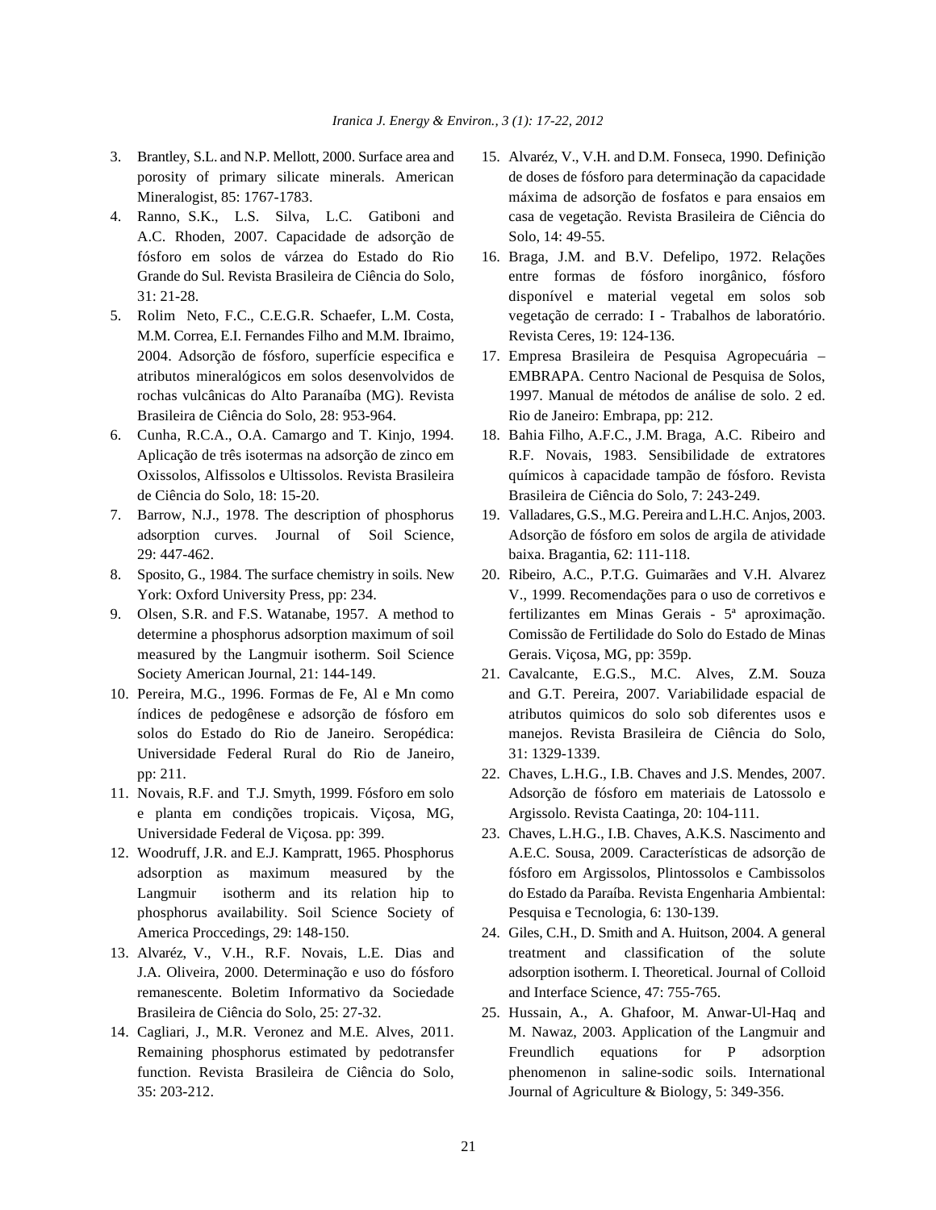3. Brantley, S.L. and N.P. Mellott, 2000. Surface area and porosity of primary silicate minerals. American Mineralogist, 85: 1767-1783.
4. Ranno, S.K., L.S. Silva, L.C. Gatiboni and A.C. Rhoden, 2007. Capacidade de adsorção de fósforo em solos de várzea do Estado do Rio Grande do Sul. Revista Brasileira de Ciência do Solo, 31: 21-28.
5. Rolim Neto, F.C., C.E.G.R. Schaefer, L.M. Costa, M.M. Correa, E.I. Fernandes Filho and M.M. Ibraimo, 2004. Adsorção de fósforo, superfície especifica e atributos mineralógicos em solos desenvolvidos de rochas vulcânicas do Alto Paranaíba (MG). Revista Brasileira de Ciência do Solo, 28: 953-964.
6. Cunha, R.C.A., O.A. Camargo and T. Kinjo, 1994. Aplicação de três isotermas na adsorção de zinco em Oxissolos, Alfissolos e Ultissolos. Revista Brasileira de Ciência do Solo, 18: 15-20.
7. Barrow, N.J., 1978. The description of phosphorus adsorption curves. Journal of Soil Science, 29: 447-462.
8. Sposito, G., 1984. The surface chemistry in soils. New York: Oxford University Press, pp: 234.
9. Olsen, S.R. and F.S. Watanabe, 1957. A method to determine a phosphorus adsorption maximum of soil measured by the Langmuir isotherm. Soil Science Society American Journal, 21: 144-149.
10. Pereira, M.G., 1996. Formas de Fe, Al e Mn como índices de pedogênese e adsorção de fósforo em solos do Estado do Rio de Janeiro. Seropédica: Universidade Federal Rural do Rio de Janeiro, pp: 211.
11. Novais, R.F. and T.J. Smyth, 1999. Fósforo em solo e planta em condições tropicais. Viçosa, MG, Universidade Federal de Viçosa. pp: 399.
12. Woodruff, J.R. and E.J. Kampratt, 1965. Phosphorus adsorption as maximum measured by the Langmuir isotherm and its relation hip to phosphorus availability. Soil Science Society of America Proccedings, 29: 148-150.
13. Alvaréz, V., V.H., R.F. Novais, L.E. Dias and J.A. Oliveira, 2000. Determinação e uso do fósforo remanescente. Boletim Informativo da Sociedade Brasileira de Ciência do Solo, 25: 27-32.
14. Cagliari, J., M.R. Veronez and M.E. Alves, 2011. Remaining phosphorus estimated by pedotransfer function. Revista Brasileira de Ciência do Solo, 35: 203-212.
15. Alvaréz, V., V.H. and D.M. Fonseca, 1990. Definição de doses de fósforo para determinação da capacidade máxima de adsorção de fosfatos e para ensaios em casa de vegetação. Revista Brasileira de Ciência do Solo, 14: 49-55.
16. Braga, J.M. and B.V. Defelipo, 1972. Relações entre formas de fósforo inorgânico, fósforo disponível e material vegetal em solos sob vegetação de cerrado: I - Trabalhos de laboratório. Revista Ceres, 19: 124-136.
17. Empresa Brasileira de Pesquisa Agropecuária – EMBRAPA. Centro Nacional de Pesquisa de Solos, 1997. Manual de métodos de análise de solo. 2 ed. Rio de Janeiro: Embrapa, pp: 212.
18. Bahia Filho, A.F.C., J.M. Braga, A.C. Ribeiro and R.F. Novais, 1983. Sensibilidade de extratores químicos à capacidade tampão de fósforo. Revista Brasileira de Ciência do Solo, 7: 243-249.
19. Valladares, G.S., M.G. Pereira and L.H.C. Anjos, 2003. Adsorção de fósforo em solos de argila de atividade baixa. Bragantia, 62: 111-118.
20. Ribeiro, A.C., P.T.G. Guimarães and V.H. Alvarez V., 1999. Recomendações para o uso de corretivos e fertilizantes em Minas Gerais - 5ª aproximação. Comissão de Fertilidade do Solo do Estado de Minas Gerais. Viçosa, MG, pp: 359p.
21. Cavalcante, E.G.S., M.C. Alves, Z.M. Souza and G.T. Pereira, 2007. Variabilidade espacial de atributos quimicos do solo sob diferentes usos e manejos. Revista Brasileira de Ciência do Solo, 31: 1329-1339.
22. Chaves, L.H.G., I.B. Chaves and J.S. Mendes, 2007. Adsorção de fósforo em materiais de Latossolo e Argissolo. Revista Caatinga, 20: 104-111.
23. Chaves, L.H.G., I.B. Chaves, A.K.S. Nascimento and A.E.C. Sousa, 2009. Características de adsorção de fósforo em Argissolos, Plintossolos e Cambissolos do Estado da Paraíba. Revista Engenharia Ambiental: Pesquisa e Tecnologia, 6: 130-139.
24. Giles, C.H., D. Smith and A. Huitson, 2004. A general treatment and classification of the solute adsorption isotherm. I. Theoretical. Journal of Colloid and Interface Science, 47: 755-765.
25. Hussain, A., A. Ghafoor, M. Anwar-Ul-Haq and M. Nawaz, 2003. Application of the Langmuir and Freundlich equations for P adsorption phenomenon in saline-sodic soils. International Journal of Agriculture & Biology, 5: 349-356.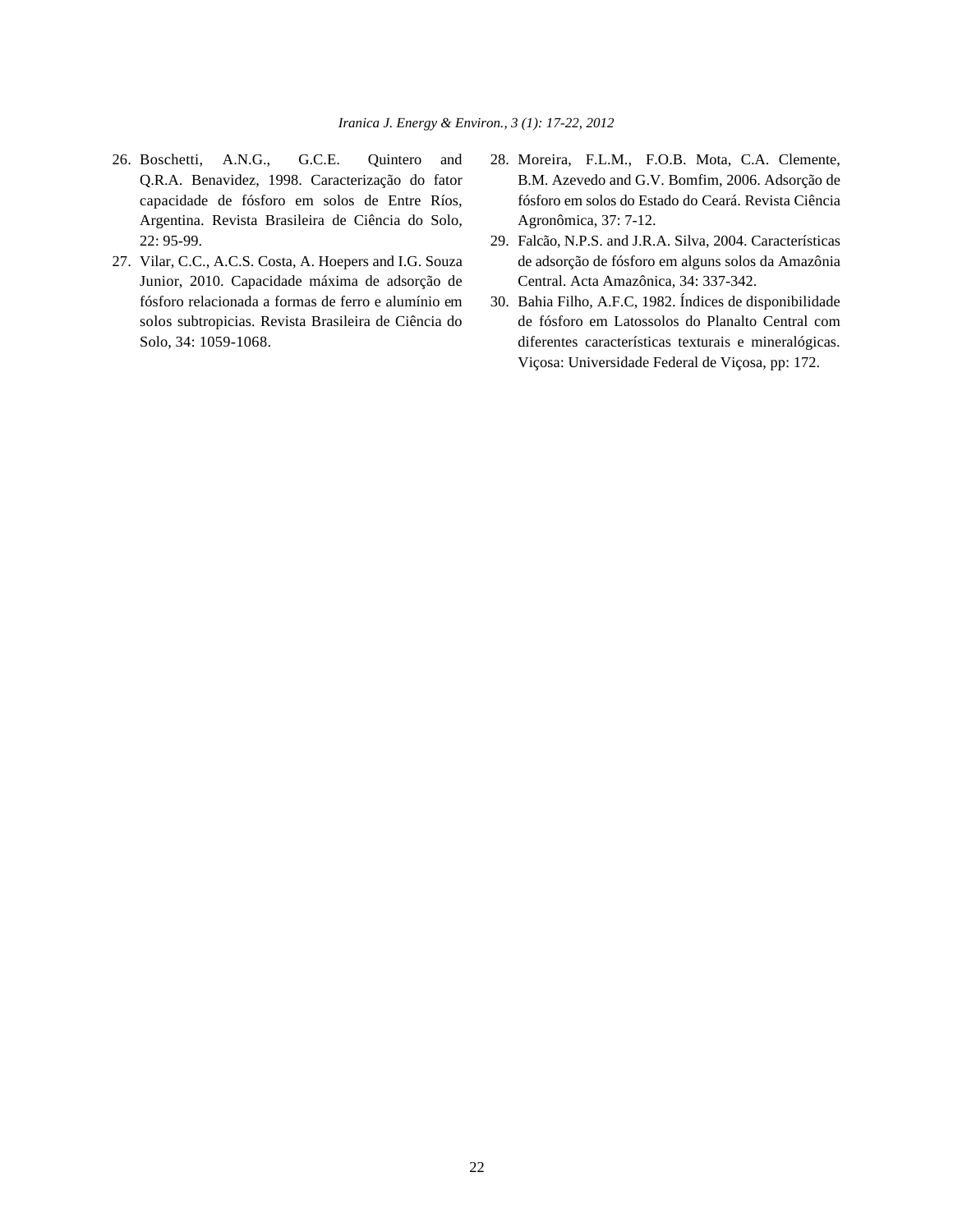26. Boschetti, A.N.G., G.C.E. Quintero and Q.R.A. Benavidez, 1998. Caracterização do fator capacidade de fósforo em solos de Entre Ríos, Argentina. Revista Brasileira de Ciência do Solo, 22: 95-99.
27. Vilar, C.C., A.C.S. Costa, A. Hoepers and I.G. Souza Junior, 2010. Capacidade máxima de adsorção de fósforo relacionada a formas de ferro e alumínio em solos subtropicias. Revista Brasileira de Ciência do Solo, 34: 1059-1068.
28. Moreira, F.L.M., F.O.B. Mota, C.A. Clemente, B.M. Azevedo and G.V. Bomfim, 2006. Adsorção de fósforo em solos do Estado do Ceará. Revista Ciência Agronômica, 37: 7-12.
29. Falcão, N.P.S. and J.R.A. Silva, 2004. Características de adsorção de fósforo em alguns solos da Amazônia Central. Acta Amazônica, 34: 337-342.
30. Bahia Filho, A.F.C, 1982. Índices de disponibilidade de fósforo em Latossolos do Planalto Central com diferentes características texturais e mineralógicas. Viçosa: Universidade Federal de Viçosa, pp: 172.